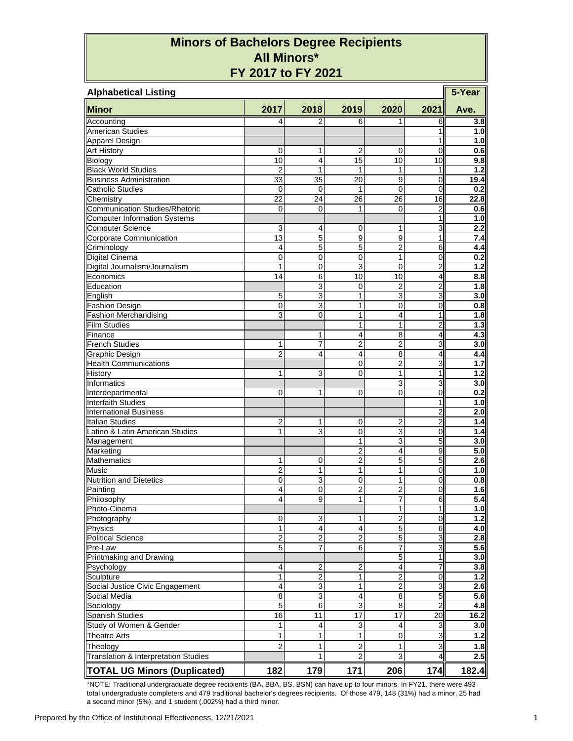# Minors of Bachelors Degree Recipients
## All Minors*
## FY 2017 to FY 2021

**Alphabetical Listing**

| Minor | 2017 | 2018 | 2019 | 2020 | 2021 | 5-Year Ave. |
|---|---|---|---|---|---|---|
| Accounting | 4 | 2 | 6 | 1 | 6 | 3.8 |
| American Studies | | | | | 1 | 1.0 |
| Apparel Design | | | | | 1 | 1.0 |
| Art History | 0 | 1 | 2 | 0 | 0 | 0.6 |
| Biology | 10 | 4 | 15 | 10 | 10 | 9.8 |
| Black World Studies | 2 | 1 | 1 | 1 | 1 | 1.2 |
| Business Administration | 33 | 35 | 20 | 9 | 0 | 19.4 |
| Catholic Studies | 0 | 0 | 1 | 0 | 0 | 0.2 |
| Chemistry | 22 | 24 | 26 | 26 | 16 | 22.8 |
| Communication Studies/Rhetoric | 0 | 0 | 1 | 0 | 2 | 0.6 |
| Computer Information Systems | | | | | 1 | 1.0 |
| Computer Science | 3 | 4 | 0 | 1 | 3 | 2.2 |
| Corporate Communication | 13 | 5 | 9 | 9 | 1 | 7.4 |
| Criminology | 4 | 5 | 5 | 2 | 6 | 4.4 |
| Digital Cinema | 0 | 0 | 0 | 1 | 0 | 0.2 |
| Digital Journalism/Journalism | 1 | 0 | 3 | 0 | 2 | 1.2 |
| Economics | 14 | 6 | 10 | 10 | 4 | 8.8 |
| Education | | 3 | 0 | 2 | 2 | 1.8 |
| English | 5 | 3 | 1 | 3 | 3 | 3.0 |
| Fashion Design | 0 | 3 | 1 | 0 | 0 | 0.8 |
| Fashion Merchandising | 3 | 0 | 1 | 4 | 1 | 1.8 |
| Film Studies | | | 1 | 1 | 2 | 1.3 |
| Finance | | 1 | 4 | 8 | 4 | 4.3 |
| French Studies | 1 | 7 | 2 | 2 | 3 | 3.0 |
| Graphic Design | 2 | 4 | 4 | 8 | 4 | 4.4 |
| Health Communications | | | 0 | 2 | 3 | 1.7 |
| History | 1 | 3 | 0 | 1 | 1 | 1.2 |
| Informatics | | | | 3 | 3 | 3.0 |
| Interdepartmental | 0 | 1 | 0 | 0 | 0 | 0.2 |
| Interfaith Studies | | | | | 1 | 1.0 |
| International Business | | | | | 2 | 2.0 |
| Italian Studies | 2 | 1 | 0 | 2 | 2 | 1.4 |
| Latino & Latin American Studies | 1 | 3 | 0 | 3 | 0 | 1.4 |
| Management | | | 1 | 3 | 5 | 3.0 |
| Marketing | | | 2 | 4 | 9 | 5.0 |
| Mathematics | 1 | 0 | 2 | 5 | 5 | 2.6 |
| Music | 2 | 1 | 1 | 1 | 0 | 1.0 |
| Nutrition and Dietetics | 0 | 3 | 0 | 1 | 0 | 0.8 |
| Painting | 4 | 0 | 2 | 2 | 0 | 1.6 |
| Philosophy | 4 | 9 | 1 | 7 | 6 | 5.4 |
| Photo-Cinema | | | | 1 | 1 | 1.0 |
| Photography | 0 | 3 | 1 | 2 | 0 | 1.2 |
| Physics | 1 | 4 | 4 | 5 | 6 | 4.0 |
| Political Science | 2 | 2 | 2 | 5 | 3 | 2.8 |
| Pre-Law | 5 | 7 | 6 | 7 | 3 | 5.6 |
| Printmaking and Drawing | | | | 5 | 1 | 3.0 |
| Psychology | 4 | 2 | 2 | 4 | 7 | 3.8 |
| Sculpture | 1 | 2 | 1 | 2 | 0 | 1.2 |
| Social Justice Civic Engagement | 4 | 3 | 1 | 2 | 3 | 2.6 |
| Social Media | 8 | 3 | 4 | 8 | 5 | 5.6 |
| Sociology | 5 | 6 | 3 | 8 | 2 | 4.8 |
| Spanish Studies | 16 | 11 | 17 | 17 | 20 | 16.2 |
| Study of Women & Gender | 1 | 4 | 3 | 4 | 3 | 3.0 |
| Theatre Arts | 1 | 1 | 1 | 0 | 3 | 1.2 |
| Theology | 2 | 1 | 2 | 1 | 3 | 1.8 |
| Translation & Interpretation Studies | | 1 | 2 | 3 | 4 | 2.5 |
| **TOTAL UG Minors (Duplicated)** | **182** | **179** | **171** | **206** | **174** | **182.4** |

*NOTE: Traditional undergraduate degree recipients (BA, BBA, BS, BSN) can have up to four minors. In FY21, there were 493 total undergraduate completers and 479 traditional bachelor's degrees recipients. Of those 479, 148 (31%) had a minor, 25 had a second minor (5%), and 1 student (.002%) had a third minor.

Prepared by the Office of Institutional Effectiveness, 12/21/2021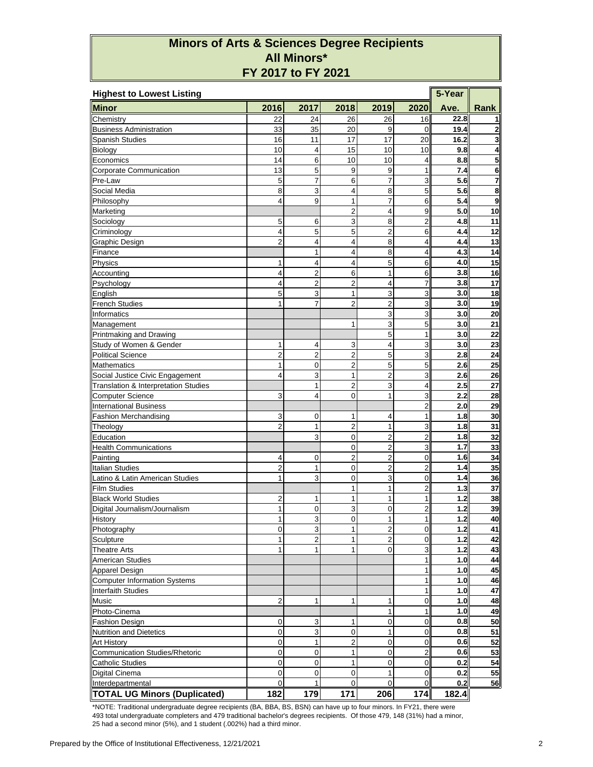# Minors of Arts & Sciences Degree Recipients
## All Minors*
## FY 2017 to FY 2021

**Highest to Lowest Listing**

| Minor | 2016 | 2017 | 2018 | 2019 | 2020 | 5-Year Ave. | Rank |
|---|---|---|---|---|---|---|---|
| Chemistry | 22 | 24 | 26 | 26 | 16 | 22.8 | 1 |
| Business Administration | 33 | 35 | 20 | 9 | 0 | 19.4 | 2 |
| Spanish Studies | 16 | 11 | 17 | 17 | 20 | 16.2 | 3 |
| Biology | 10 | 4 | 15 | 10 | 10 | 9.8 | 4 |
| Economics | 14 | 6 | 10 | 10 | 4 | 8.8 | 5 |
| Corporate Communication | 13 | 5 | 9 | 9 | 1 | 7.4 | 6 |
| Pre-Law | 5 | 7 | 6 | 7 | 3 | 5.6 | 7 |
| Social Media | 8 | 3 | 4 | 8 | 5 | 5.6 | 8 |
| Philosophy | 4 | 9 | 1 | 7 | 6 | 5.4 | 9 |
| Marketing | | | 2 | 4 | 9 | 5.0 | 10 |
| Sociology | 5 | 6 | 3 | 8 | 2 | 4.8 | 11 |
| Criminology | 4 | 5 | 5 | 2 | 6 | 4.4 | 12 |
| Graphic Design | 2 | 4 | 4 | 8 | 4 | 4.4 | 13 |
| Finance | | 1 | 4 | 8 | 4 | 4.3 | 14 |
| Physics | 1 | 4 | 4 | 5 | 6 | 4.0 | 15 |
| Accounting | 4 | 2 | 6 | 1 | 6 | 3.8 | 16 |
| Psychology | 4 | 2 | 2 | 4 | 7 | 3.8 | 17 |
| English | 5 | 3 | 1 | 3 | 3 | 3.0 | 18 |
| French Studies | 1 | 7 | 2 | 2 | 3 | 3.0 | 19 |
| Informatics | | | | 3 | 3 | 3.0 | 20 |
| Management | | | 1 | 3 | 5 | 3.0 | 21 |
| Printmaking and Drawing | | | | 5 | 1 | 3.0 | 22 |
| Study of Women & Gender | 1 | 4 | 3 | 4 | 3 | 3.0 | 23 |
| Political Science | 2 | 2 | 2 | 5 | 3 | 2.8 | 24 |
| Mathematics | 1 | 0 | 2 | 5 | 5 | 2.6 | 25 |
| Social Justice Civic Engagement | 4 | 3 | 1 | 2 | 3 | 2.6 | 26 |
| Translation & Interpretation Studies | | 1 | 2 | 3 | 4 | 2.5 | 27 |
| Computer Science | 3 | 4 | 0 | 1 | 3 | 2.2 | 28 |
| International Business | | | | | 2 | 2.0 | 29 |
| Fashion Merchandising | 3 | 0 | 1 | 4 | 1 | 1.8 | 30 |
| Theology | 2 | 1 | 2 | 1 | 3 | 1.8 | 31 |
| Education | | 3 | 0 | 2 | 2 | 1.8 | 32 |
| Health Communications | | | 0 | 2 | 3 | 1.7 | 33 |
| Painting | 4 | 0 | 2 | 2 | 0 | 1.6 | 34 |
| Italian Studies | 2 | 1 | 0 | 2 | 2 | 1.4 | 35 |
| Latino & Latin American Studies | 1 | 3 | 0 | 3 | 0 | 1.4 | 36 |
| Film Studies | | | 1 | 1 | 2 | 1.3 | 37 |
| Black World Studies | 2 | 1 | 1 | 1 | 1 | 1.2 | 38 |
| Digital Journalism/Journalism | 1 | 0 | 3 | 0 | 2 | 1.2 | 39 |
| History | 1 | 3 | 0 | 1 | 1 | 1.2 | 40 |
| Photography | 0 | 3 | 1 | 2 | 0 | 1.2 | 41 |
| Sculpture | 1 | 2 | 1 | 2 | 0 | 1.2 | 42 |
| Theatre Arts | 1 | 1 | 1 | 0 | 3 | 1.2 | 43 |
| American Studies | | | | | 1 | 1.0 | 44 |
| Apparel Design | | | | | 1 | 1.0 | 45 |
| Computer Information Systems | | | | | 1 | 1.0 | 46 |
| Interfaith Studies | | | | | 1 | 1.0 | 47 |
| Music | 2 | 1 | 1 | 1 | 0 | 1.0 | 48 |
| Photo-Cinema | | | | 1 | 1 | 1.0 | 49 |
| Fashion Design | 0 | 3 | 1 | 0 | 0 | 0.8 | 50 |
| Nutrition and Dietetics | 0 | 3 | 0 | 1 | 0 | 0.8 | 51 |
| Art History | 0 | 1 | 2 | 0 | 0 | 0.6 | 52 |
| Communication Studies/Rhetoric | 0 | 0 | 1 | 0 | 2 | 0.6 | 53 |
| Catholic Studies | 0 | 0 | 1 | 0 | 0 | 0.2 | 54 |
| Digital Cinema | 0 | 0 | 0 | 1 | 0 | 0.2 | 55 |
| Interdepartmental | 0 | 1 | 0 | 0 | 0 | 0.2 | 56 |
| **TOTAL UG Minors (Duplicated)** | **182** | **179** | **171** | **206** | **174** | **182.4** | |

*NOTE: Traditional undergraduate degree recipients (BA, BBA, BS, BSN) can have up to four minors. In FY21, there were 493 total undergraduate completers and 479 traditional bachelor's degrees recipients. Of those 479, 148 (31%) had a minor, 25 had a second minor (5%), and 1 student (.002%) had a third minor.

Prepared by the Office of Institutional Effectiveness, 12/21/2021